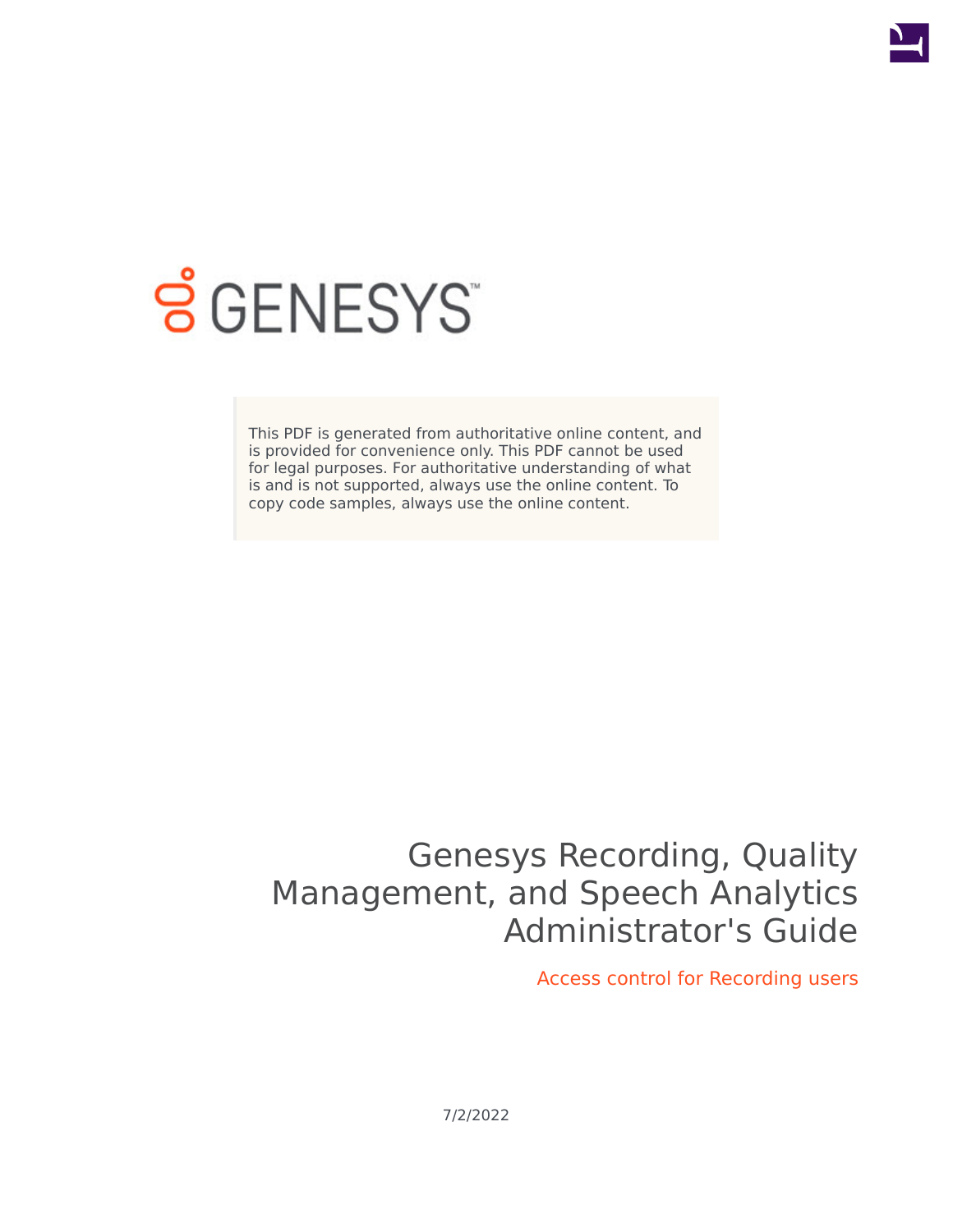GENESYS

This PDF is generated from authoritative online content, and is provided for convenience only. This PDF cannot be used for legal purposes. For authoritative understanding of what is and is not supported, always use the online content. To copy code samples, always use the online content.

# Genesys Recording, Quality Management, and Speech Analytics Administrator's Guide

## Access control for Recording users

7/2/2022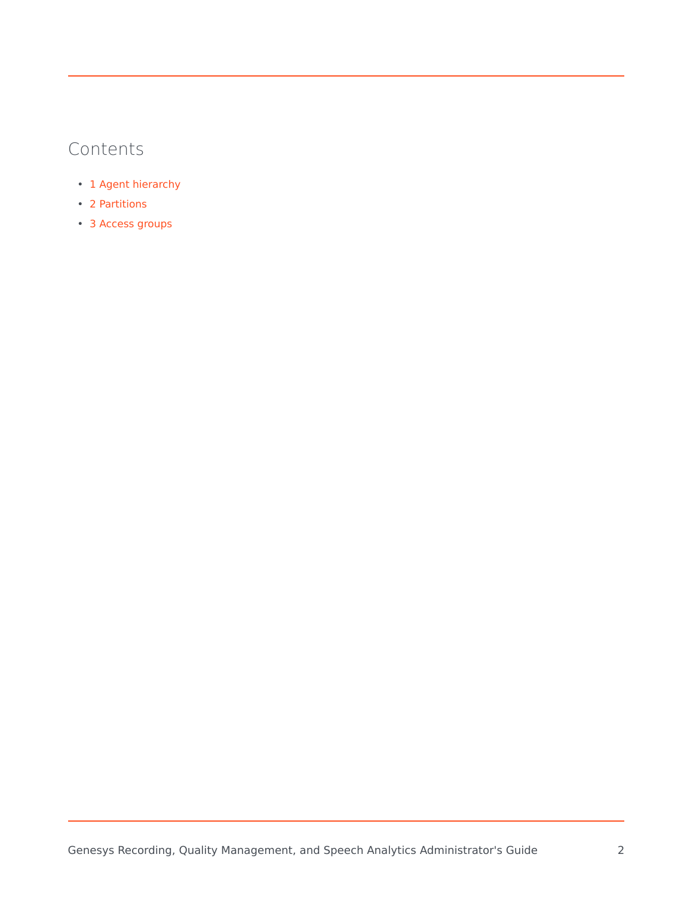## Contents

- 1 Agent hierarchy
- 2 Partitions
- 3 Access groups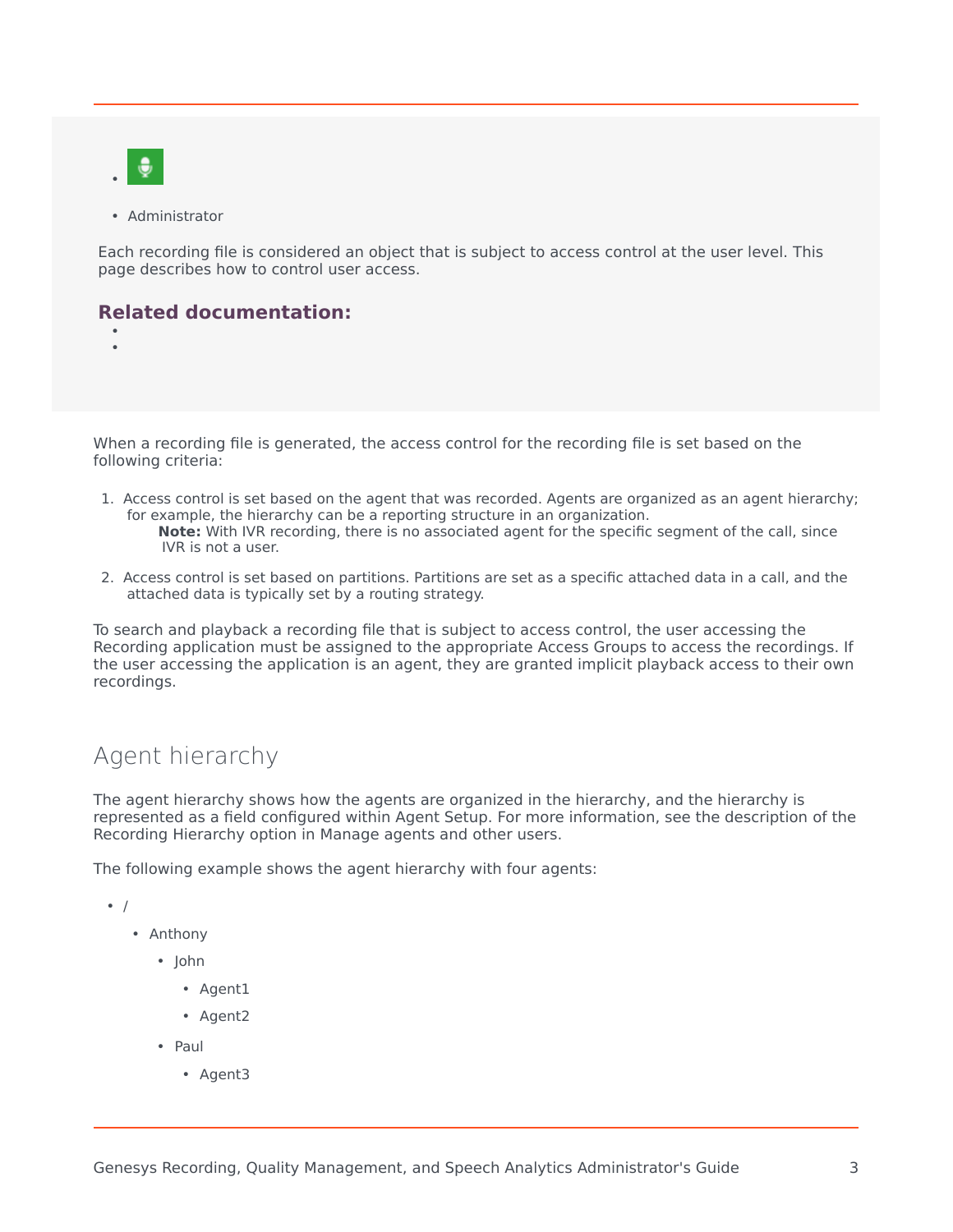- Administrator

Each recording file is considered an object that is subject to access control at the user level. This page describes how to control user access.

**Related documentation:**

When a recording file is generated, the access control for the recording file is set based on the following criteria:

1. Access control is set based on the agent that was recorded. Agents are organized as an agent hierarchy; for example, the hierarchy can be a reporting structure in an organization.
   **Note:** With IVR recording, there is no associated agent for the specific segment of the call, since IVR is not a user.
2. Access control is set based on partitions. Partitions are set as a specific attached data in a call, and the attached data is typically set by a routing strategy.

To search and playback a recording file that is subject to access control, the user accessing the Recording application must be assigned to the appropriate Access Groups to access the recordings. If the user accessing the application is an agent, they are granted implicit playback access to their own recordings.

## Agent hierarchy

The agent hierarchy shows how the agents are organized in the hierarchy, and the hierarchy is represented as a field configured within Agent Setup. For more information, see the description of the Recording Hierarchy option in Manage agents and other users.

The following example shows the agent hierarchy with four agents:

- /
  - Anthony
    - John
      - Agent1
      - Agent2
    - Paul
      - Agent3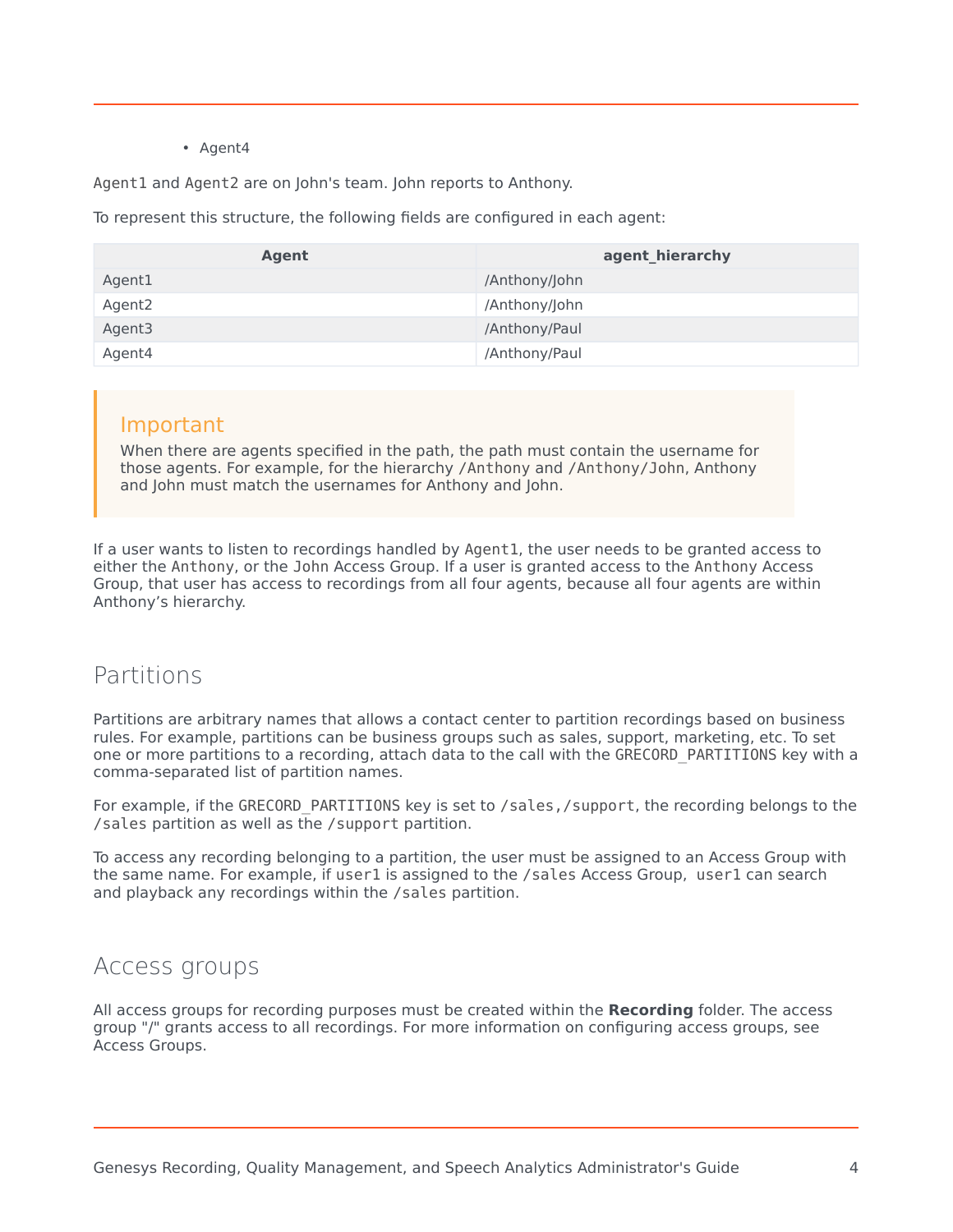- Agent4

Agent1 and Agent2 are on John's team. John reports to Anthony.

To represent this structure, the following fields are configured in each agent:

| Agent | agent_hierarchy |
|---|---|
| Agent1 | /Anthony/John |
| Agent2 | /Anthony/John |
| Agent3 | /Anthony/Paul |
| Agent4 | /Anthony/Paul |

> **Important**
> When there are agents specified in the path, the path must contain the username for those agents. For example, for the hierarchy /Anthony and /Anthony/John, Anthony and John must match the usernames for Anthony and John.

If a user wants to listen to recordings handled by Agent1, the user needs to be granted access to either the Anthony, or the John Access Group. If a user is granted access to the Anthony Access Group, that user has access to recordings from all four agents, because all four agents are within Anthony's hierarchy.

## Partitions

Partitions are arbitrary names that allows a contact center to partition recordings based on business rules. For example, partitions can be business groups such as sales, support, marketing, etc. To set one or more partitions to a recording, attach data to the call with the GRECORD_PARTITIONS key with a comma-separated list of partition names.

For example, if the GRECORD_PARTITIONS key is set to /sales,/support, the recording belongs to the /sales partition as well as the /support partition.

To access any recording belonging to a partition, the user must be assigned to an Access Group with the same name. For example, if user1 is assigned to the /sales Access Group, user1 can search and playback any recordings within the /sales partition.

## Access groups

All access groups for recording purposes must be created within the **Recording** folder. The access group "/" grants access to all recordings. For more information on configuring access groups, see Access Groups.